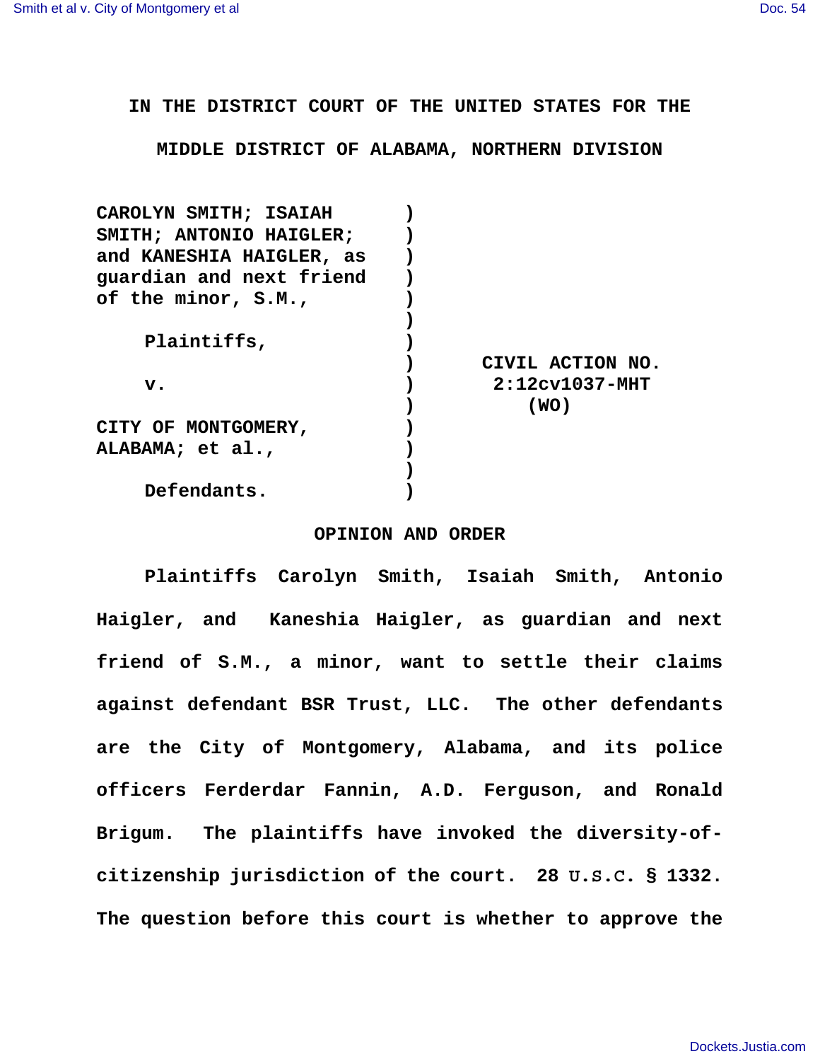IN THE DISTRICT COURT OF THE UNITED STATES FOR THE

MIDDLE DISTRICT OF ALABAMA, NORTHERN DIVISION

| | | |
|---|---|---|
| CAROLYN SMITH; ISAIAH SMITH; ANTONIO HAIGLER; and KANESHIA HAIGLER, as guardian and next friend of the minor, S.M., | ) | |
| Plaintiffs, | ) | |
| v. | ) | CIVIL ACTION NO. 2:12cv1037-MHT (WO) |
| CITY OF MONTGOMERY, ALABAMA; et al., | ) | |
| Defendants. | ) | |

## OPINION AND ORDER

Plaintiffs Carolyn Smith, Isaiah Smith, Antonio Haigler, and Kaneshia Haigler, as guardian and next friend of S.M., a minor, want to settle their claims against defendant BSR Trust, LLC. The other defendants are the City of Montgomery, Alabama, and its police officers Ferderdar Fannin, A.D. Ferguson, and Ronald Brigum. The plaintiffs have invoked the diversity-of-citizenship jurisdiction of the court. 28 U.S.C. § 1332. The question before this court is whether to approve the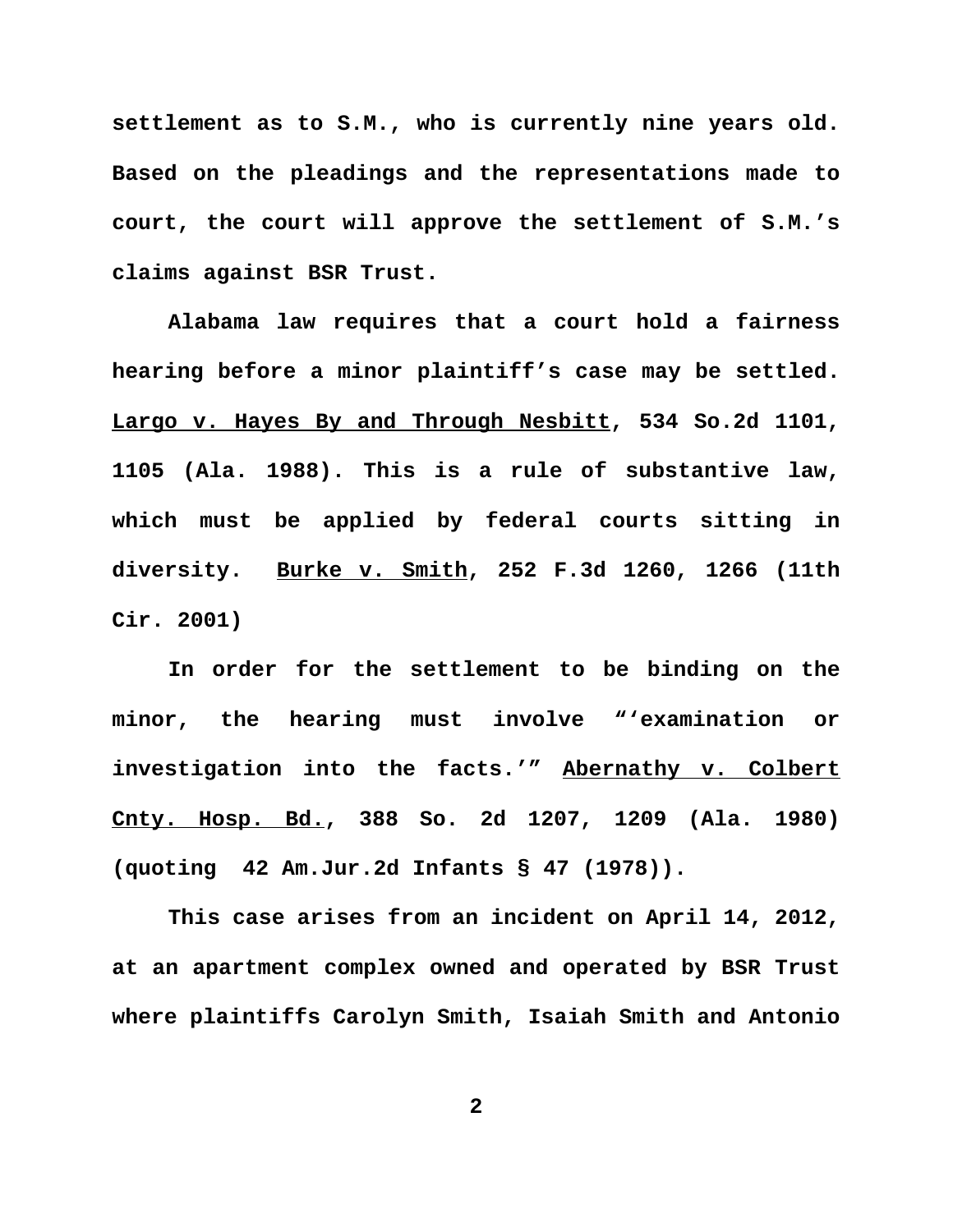settlement as to S.M., who is currently nine years old. Based on the pleadings and the representations made to court, the court will approve the settlement of S.M.'s claims against BSR Trust.

Alabama law requires that a court hold a fairness hearing before a minor plaintiff's case may be settled. Largo v. Hayes By and Through Nesbitt, 534 So.2d 1101, 1105 (Ala. 1988). This is a rule of substantive law, which must be applied by federal courts sitting in diversity. Burke v. Smith, 252 F.3d 1260, 1266 (11th Cir. 2001)

In order for the settlement to be binding on the minor, the hearing must involve "'examination or investigation into the facts.'" Abernathy v. Colbert Cnty. Hosp. Bd., 388 So. 2d 1207, 1209 (Ala. 1980) (quoting 42 Am.Jur.2d Infants § 47 (1978)).

This case arises from an incident on April 14, 2012, at an apartment complex owned and operated by BSR Trust where plaintiffs Carolyn Smith, Isaiah Smith and Antonio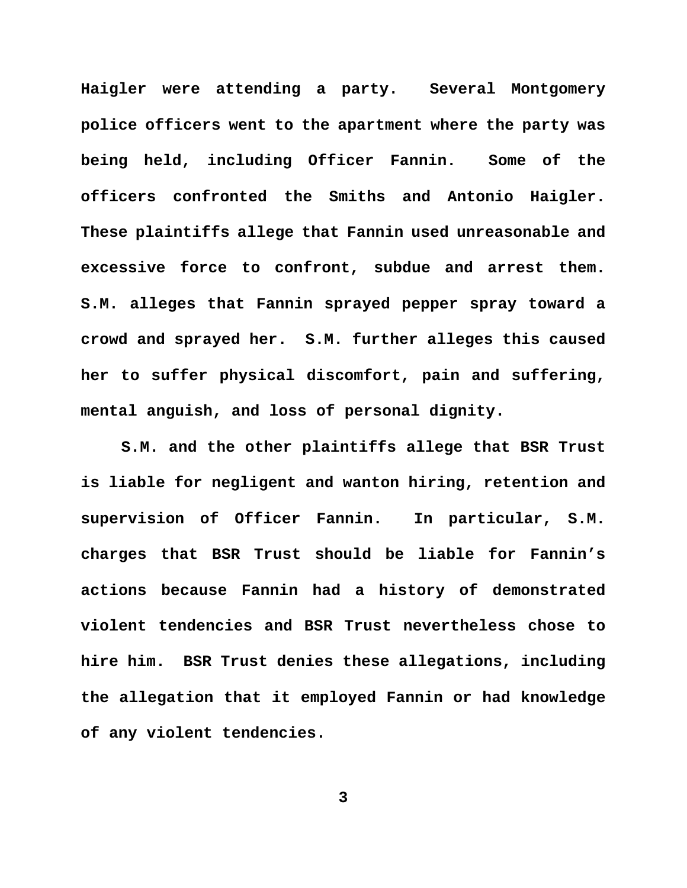Haigler were attending a party. Several Montgomery police officers went to the apartment where the party was being held, including Officer Fannin. Some of the officers confronted the Smiths and Antonio Haigler. These plaintiffs allege that Fannin used unreasonable and excessive force to confront, subdue and arrest them. S.M. alleges that Fannin sprayed pepper spray toward a crowd and sprayed her. S.M. further alleges this caused her to suffer physical discomfort, pain and suffering, mental anguish, and loss of personal dignity.

S.M. and the other plaintiffs allege that BSR Trust is liable for negligent and wanton hiring, retention and supervision of Officer Fannin. In particular, S.M. charges that BSR Trust should be liable for Fannin's actions because Fannin had a history of demonstrated violent tendencies and BSR Trust nevertheless chose to hire him. BSR Trust denies these allegations, including the allegation that it employed Fannin or had knowledge of any violent tendencies.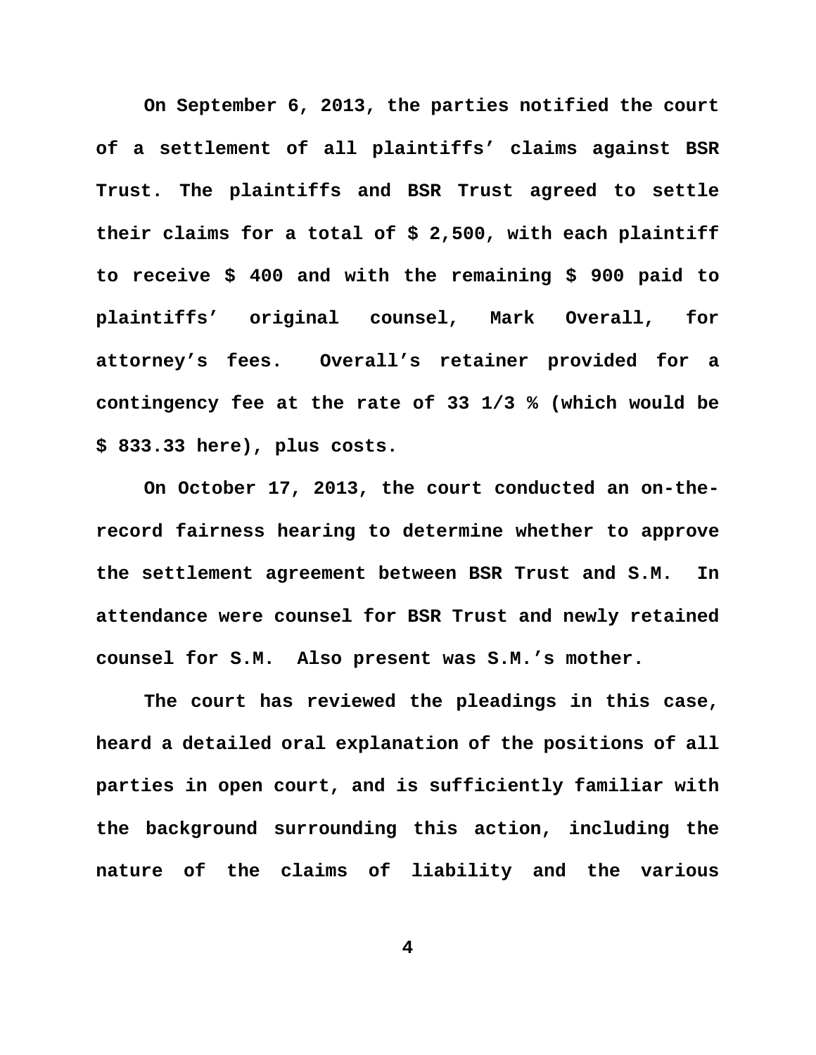On September 6, 2013, the parties notified the court of a settlement of all plaintiffs' claims against BSR Trust. The plaintiffs and BSR Trust agreed to settle their claims for a total of $ 2,500, with each plaintiff to receive $ 400 and with the remaining $ 900 paid to plaintiffs' original counsel, Mark Overall, for attorney's fees. Overall's retainer provided for a contingency fee at the rate of 33 1/3 % (which would be $ 833.33 here), plus costs.

On October 17, 2013, the court conducted an on-the-record fairness hearing to determine whether to approve the settlement agreement between BSR Trust and S.M. In attendance were counsel for BSR Trust and newly retained counsel for S.M. Also present was S.M.'s mother.

The court has reviewed the pleadings in this case, heard a detailed oral explanation of the positions of all parties in open court, and is sufficiently familiar with the background surrounding this action, including the nature of the claims of liability and the various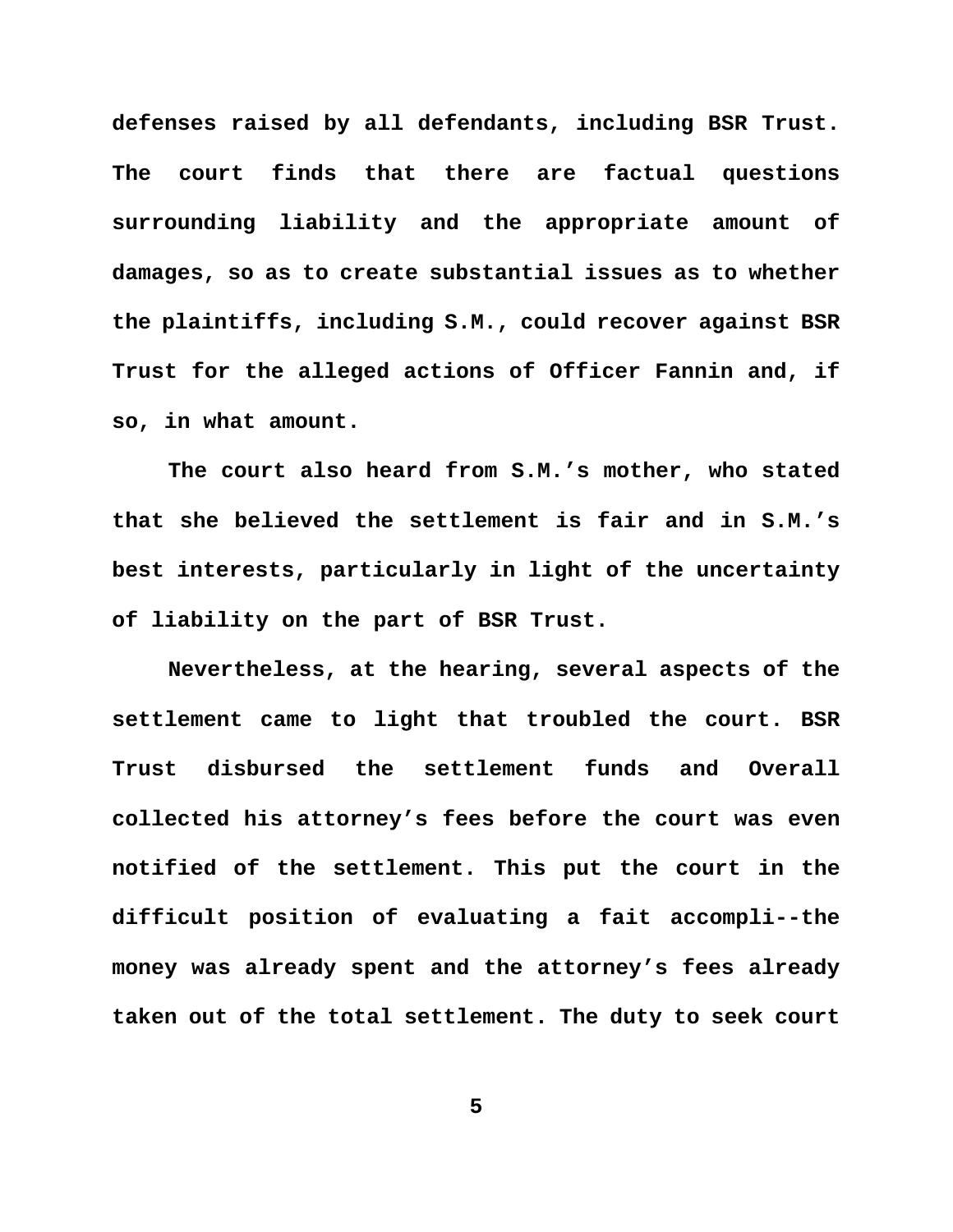defenses raised by all defendants, including BSR Trust. The court finds that there are factual questions surrounding liability and the appropriate amount of damages, so as to create substantial issues as to whether the plaintiffs, including S.M., could recover against BSR Trust for the alleged actions of Officer Fannin and, if so, in what amount.

The court also heard from S.M.'s mother, who stated that she believed the settlement is fair and in S.M.'s best interests, particularly in light of the uncertainty of liability on the part of BSR Trust.

Nevertheless, at the hearing, several aspects of the settlement came to light that troubled the court. BSR Trust disbursed the settlement funds and Overall collected his attorney's fees before the court was even notified of the settlement. This put the court in the difficult position of evaluating a fait accompli--the money was already spent and the attorney's fees already taken out of the total settlement. The duty to seek court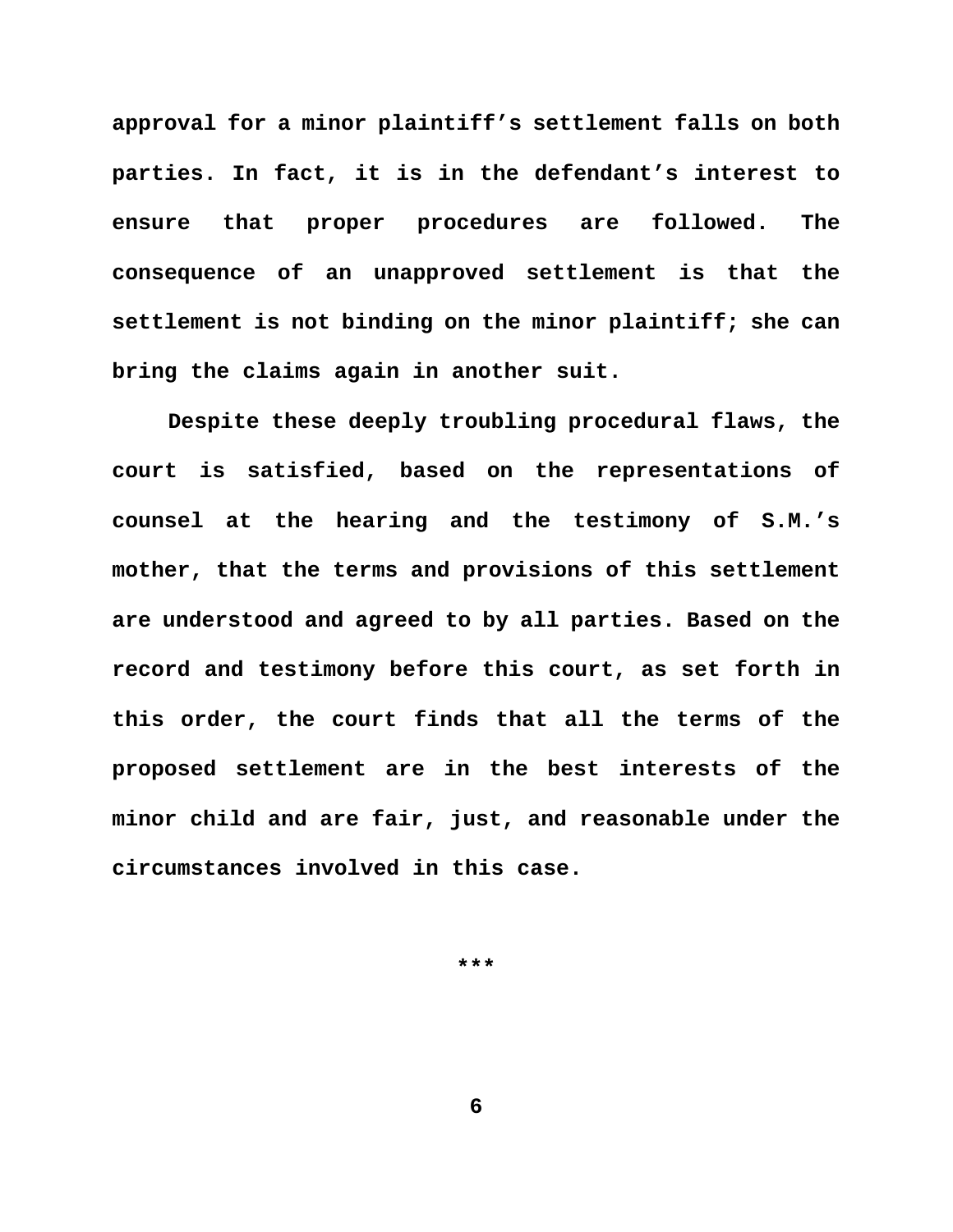**approval for a minor plaintiff's settlement falls on both parties. In fact, it is in the defendant's interest to ensure that proper procedures are followed. The consequence of an unapproved settlement is that the settlement is not binding on the minor plaintiff; she can bring the claims again in another suit.**

**Despite these deeply troubling procedural flaws, the court is satisfied, based on the representations of counsel at the hearing and the testimony of S.M.'s mother, that the terms and provisions of this settlement are understood and agreed to by all parties. Based on the record and testimony before this court, as set forth in this order, the court finds that all the terms of the proposed settlement are in the best interests of the minor child and are fair, just, and reasonable under the circumstances involved in this case.**

**\*\*\***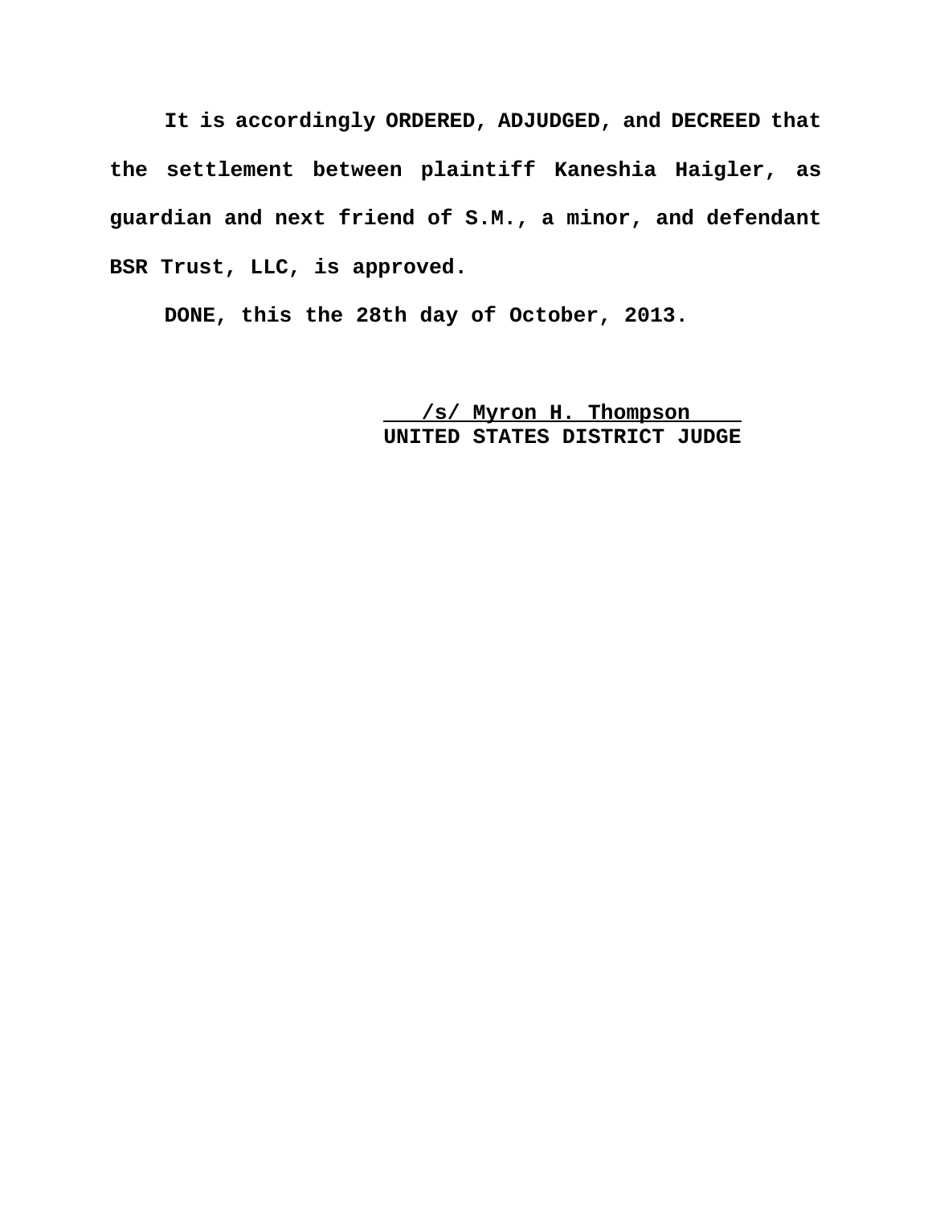It is accordingly **ORDERED, ADJUDGED**, and **DECREED** that the settlement between plaintiff Kaneshia Haigler, as guardian and next friend of S.M., a minor, and defendant BSR Trust, LLC, is approved.

**DONE**, this the 28th day of October, 2013.

/s/ Myron H. Thompson
UNITED STATES DISTRICT JUDGE